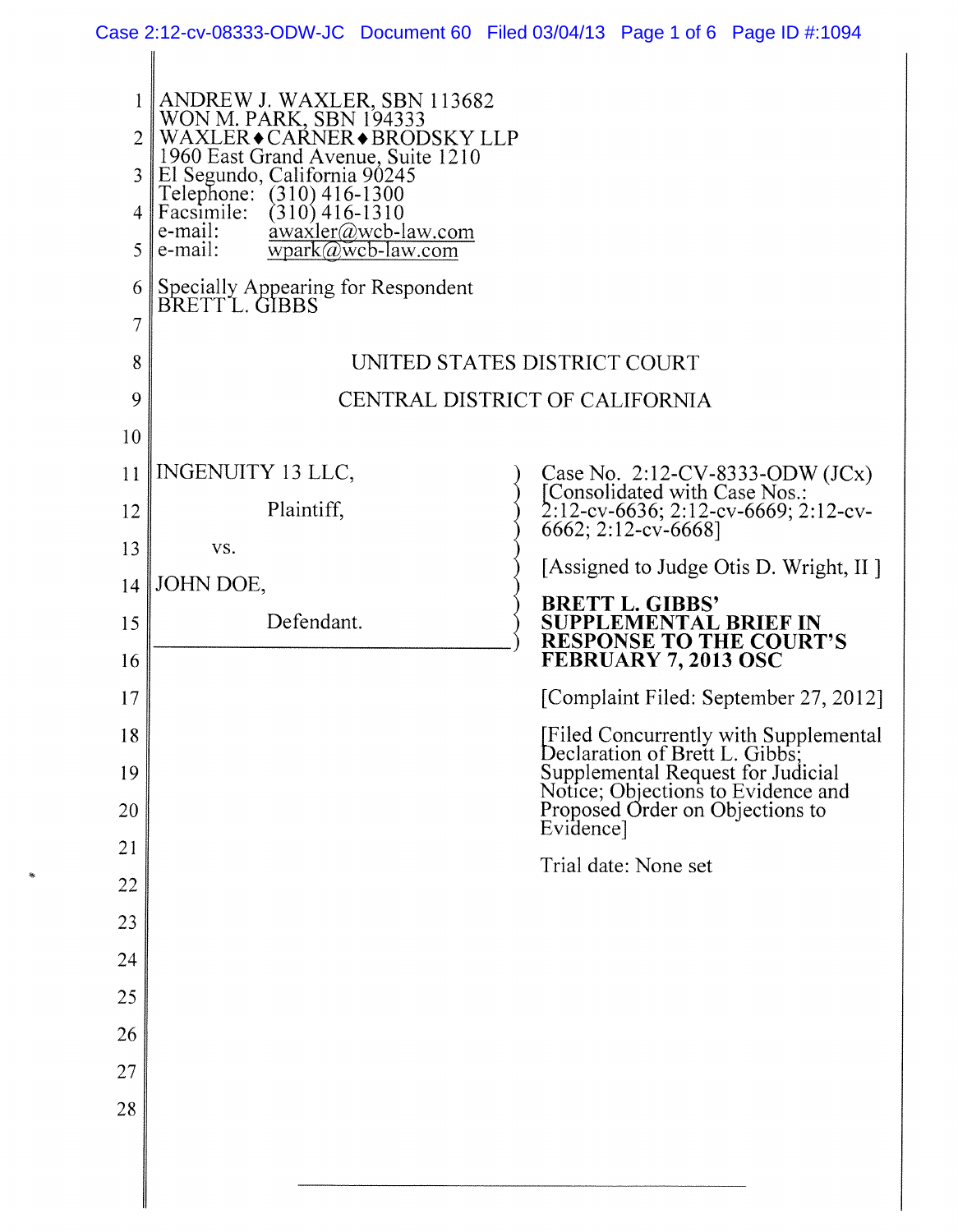ANDREW J. WAXLER, SBN 113682
WON M. PARK, SBN 194333
WAXLER♦CARNER♦BRODSKY LLP
1960 East Grand Avenue, Suite 1210
El Segundo, California 90245
Telephone: (310) 416-1300
Facsimile: (310) 416-1310
e-mail: awaxler@wcb-law.com
e-mail: wpark@wcb-law.com

Specially Appearing for Respondent
BRETT L. GIBBS

UNITED STATES DISTRICT COURT

CENTRAL DISTRICT OF CALIFORNIA

INGENUITY 13 LLC,

Plaintiff,

vs.

JOHN DOE,

Defendant.

Case No. 2:12-CV-8333-ODW (JCx)
[Consolidated with Case Nos.: 2:12-cv-6636; 2:12-cv-6669; 2:12-cv-6662; 2:12-cv-6668]

[Assigned to Judge Otis D. Wright, II ]

**BRETT L. GIBBS' SUPPLEMENTAL BRIEF IN RESPONSE TO THE COURT'S FEBRUARY 7, 2013 OSC**

[Complaint Filed: September 27, 2012]

[Filed Concurrently with Supplemental Declaration of Brett L. Gibbs; Supplemental Request for Judicial Notice; Objections to Evidence and Proposed Order on Objections to Evidence]

Trial date: None set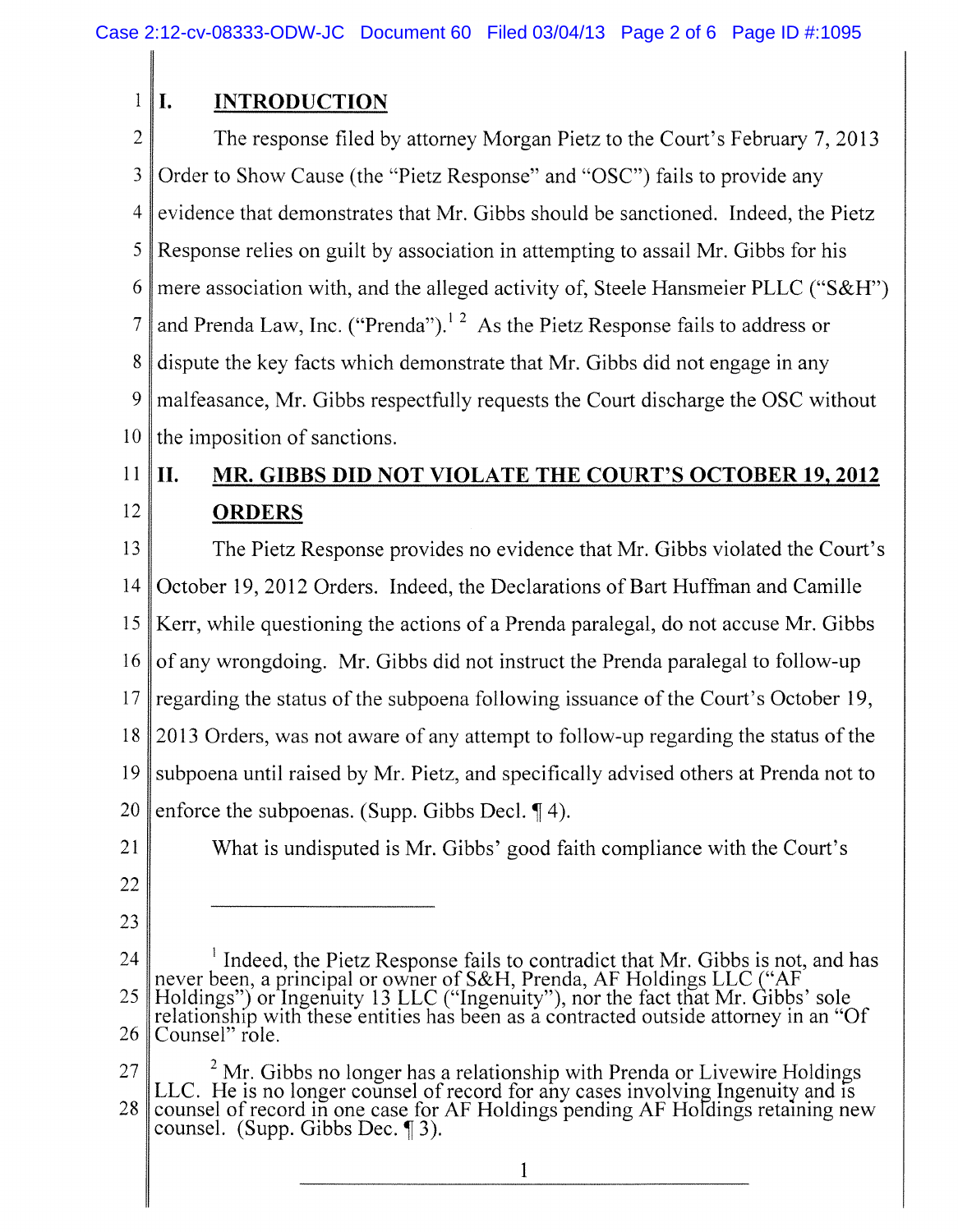## I. INTRODUCTION

The response filed by attorney Morgan Pietz to the Court's February 7, 2013 Order to Show Cause (the "Pietz Response" and "OSC") fails to provide any evidence that demonstrates that Mr. Gibbs should be sanctioned. Indeed, the Pietz Response relies on guilt by association in attempting to assail Mr. Gibbs for his mere association with, and the alleged activity of, Steele Hansmeier PLLC ("S&H") and Prenda Law, Inc. ("Prenda").[1] [2] As the Pietz Response fails to address or dispute the key facts which demonstrate that Mr. Gibbs did not engage in any malfeasance, Mr. Gibbs respectfully requests the Court discharge the OSC without the imposition of sanctions.

## II. MR. GIBBS DID NOT VIOLATE THE COURT'S OCTOBER 19, 2012 ORDERS

The Pietz Response provides no evidence that Mr. Gibbs violated the Court's October 19, 2012 Orders. Indeed, the Declarations of Bart Huffman and Camille Kerr, while questioning the actions of a Prenda paralegal, do not accuse Mr. Gibbs of any wrongdoing. Mr. Gibbs did not instruct the Prenda paralegal to follow-up regarding the status of the subpoena following issuance of the Court's October 19, 2013 Orders, was not aware of any attempt to follow-up regarding the status of the subpoena until raised by Mr. Pietz, and specifically advised others at Prenda not to enforce the subpoenas. (Supp. Gibbs Decl. ¶ 4).

What is undisputed is Mr. Gibbs' good faith compliance with the Court's

---

[1] Indeed, the Pietz Response fails to contradict that Mr. Gibbs is not, and has never been, a principal or owner of S&H, Prenda, AF Holdings LLC ("AF Holdings") or Ingenuity 13 LLC ("Ingenuity"), nor the fact that Mr. Gibbs' sole relationship with these entities has been as a contracted outside attorney in an "Of Counsel" role.

[2] Mr. Gibbs no longer has a relationship with Prenda or Livewire Holdings LLC. He is no longer counsel of record for any cases involving Ingenuity and is counsel of record in one case for AF Holdings pending AF Holdings retaining new counsel. (Supp. Gibbs Dec. ¶ 3).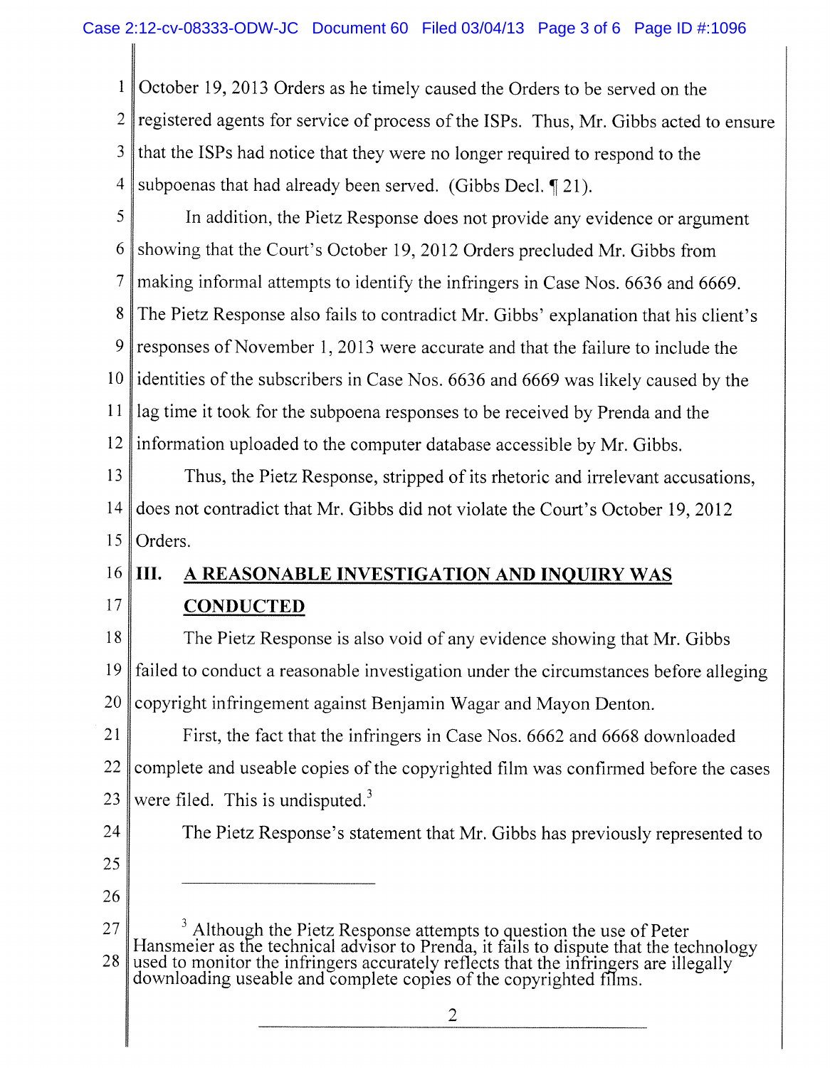October 19, 2013 Orders as he timely caused the Orders to be served on the registered agents for service of process of the ISPs. Thus, Mr. Gibbs acted to ensure that the ISPs had notice that they were no longer required to respond to the subpoenas that had already been served. (Gibbs Decl. ¶ 21).

In addition, the Pietz Response does not provide any evidence or argument showing that the Court's October 19, 2012 Orders precluded Mr. Gibbs from making informal attempts to identify the infringers in Case Nos. 6636 and 6669. The Pietz Response also fails to contradict Mr. Gibbs' explanation that his client's responses of November 1, 2013 were accurate and that the failure to include the identities of the subscribers in Case Nos. 6636 and 6669 was likely caused by the lag time it took for the subpoena responses to be received by Prenda and the information uploaded to the computer database accessible by Mr. Gibbs.

Thus, the Pietz Response, stripped of its rhetoric and irrelevant accusations, does not contradict that Mr. Gibbs did not violate the Court's October 19, 2012 Orders.

## III. A REASONABLE INVESTIGATION AND INQUIRY WAS CONDUCTED

The Pietz Response is also void of any evidence showing that Mr. Gibbs failed to conduct a reasonable investigation under the circumstances before alleging copyright infringement against Benjamin Wagar and Mayon Denton.

First, the fact that the infringers in Case Nos. 6662 and 6668 downloaded complete and useable copies of the copyrighted film was confirmed before the cases were filed. This is undisputed.[3]

The Pietz Response's statement that Mr. Gibbs has previously represented to

---

[3] Although the Pietz Response attempts to question the use of Peter Hansmeier as the technical advisor to Prenda, it fails to dispute that the technology used to monitor the infringers accurately reflects that the infringers are illegally downloading useable and complete copies of the copyrighted films.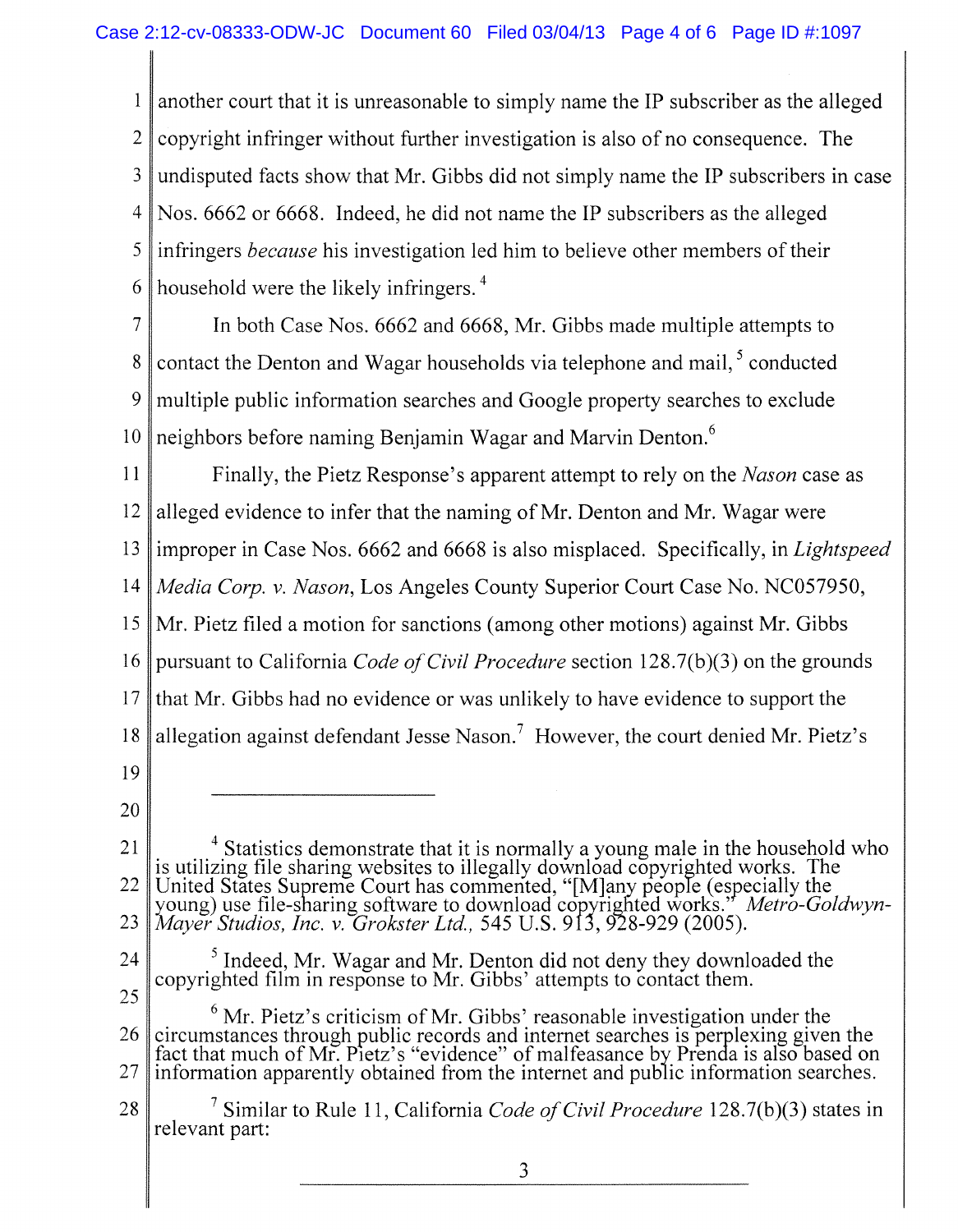another court that it is unreasonable to simply name the IP subscriber as the alleged copyright infringer without further investigation is also of no consequence. The undisputed facts show that Mr. Gibbs did not simply name the IP subscribers in case Nos. 6662 or 6668. Indeed, he did not name the IP subscribers as the alleged infringers *because* his investigation led him to believe other members of their household were the likely infringers.[4]

In both Case Nos. 6662 and 6668, Mr. Gibbs made multiple attempts to contact the Denton and Wagar households via telephone and mail,[5] conducted multiple public information searches and Google property searches to exclude neighbors before naming Benjamin Wagar and Marvin Denton.[6]

Finally, the Pietz Response's apparent attempt to rely on the *Nason* case as alleged evidence to infer that the naming of Mr. Denton and Mr. Wagar were improper in Case Nos. 6662 and 6668 is also misplaced. Specifically, in *Lightspeed Media Corp. v. Nason*, Los Angeles County Superior Court Case No. NC057950, Mr. Pietz filed a motion for sanctions (among other motions) against Mr. Gibbs pursuant to California *Code of Civil Procedure* section 128.7(b)(3) on the grounds that Mr. Gibbs had no evidence or was unlikely to have evidence to support the allegation against defendant Jesse Nason.[7] However, the court denied Mr. Pietz's

---

[4] Statistics demonstrate that it is normally a young male in the household who is utilizing file sharing websites to illegally download copyrighted works. The United States Supreme Court has commented, "[M]any people (especially the young) use file-sharing software to download copyrighted works." *Metro-Goldwyn-Mayer Studios, Inc. v. Grokster Ltd.*, 545 U.S. 913, 928-929 (2005).

[5] Indeed, Mr. Wagar and Mr. Denton did not deny they downloaded the copyrighted film in response to Mr. Gibbs' attempts to contact them.

[6] Mr. Pietz's criticism of Mr. Gibbs' reasonable investigation under the circumstances through public records and internet searches is perplexing given the fact that much of Mr. Pietz's "evidence" of malfeasance by Prenda is also based on information apparently obtained from the internet and public information searches.

[7] Similar to Rule 11, California *Code of Civil Procedure* 128.7(b)(3) states in relevant part: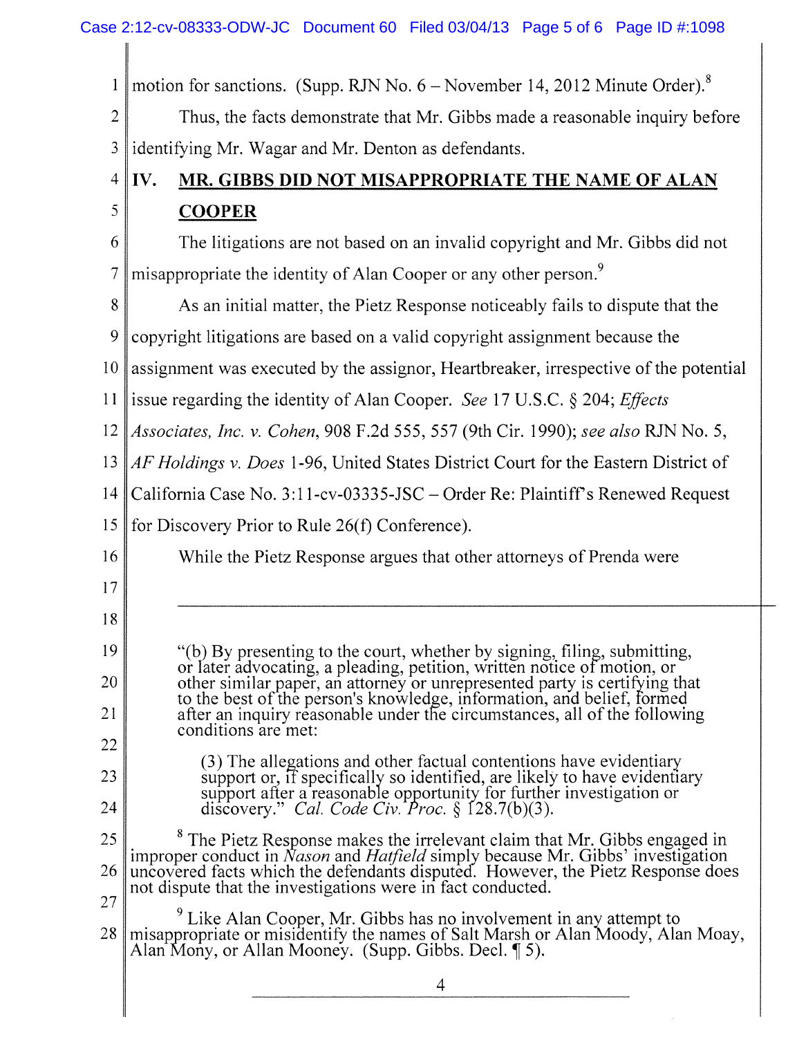motion for sanctions. (Supp. RJN No. 6 – November 14, 2012 Minute Order).[8]

Thus, the facts demonstrate that Mr. Gibbs made a reasonable inquiry before identifying Mr. Wagar and Mr. Denton as defendants.

## IV. MR. GIBBS DID NOT MISAPPROPRIATE THE NAME OF ALAN COOPER

The litigations are not based on an invalid copyright and Mr. Gibbs did not misappropriate the identity of Alan Cooper or any other person.[9]

As an initial matter, the Pietz Response noticeably fails to dispute that the copyright litigations are based on a valid copyright assignment because the assignment was executed by the assignor, Heartbreaker, irrespective of the potential issue regarding the identity of Alan Cooper. *See* 17 U.S.C. § 204; *Effects Associates, Inc. v. Cohen*, 908 F.2d 555, 557 (9th Cir. 1990); *see also* RJN No. 5, *AF Holdings v. Does* 1-96, United States District Court for the Eastern District of California Case No. 3:11-cv-03335-JSC – Order Re: Plaintiff's Renewed Request for Discovery Prior to Rule 26(f) Conference).

While the Pietz Response argues that other attorneys of Prenda were

---

"(b) By presenting to the court, whether by signing, filing, submitting, or later advocating, a pleading, petition, written notice of motion, or other similar paper, an attorney or unrepresented party is certifying that to the best of the person's knowledge, information, and belief, formed after an inquiry reasonable under the circumstances, all of the following conditions are met:

(3) The allegations and other factual contentions have evidentiary support or, if specifically so identified, are likely to have evidentiary support after a reasonable opportunity for further investigation or discovery." *Cal. Code Civ. Proc.* § 128.7(b)(3).

[8] The Pietz Response makes the irrelevant claim that Mr. Gibbs engaged in improper conduct in *Nason* and *Hatfield* simply because Mr. Gibbs' investigation uncovered facts which the defendants disputed. However, the Pietz Response does not dispute that the investigations were in fact conducted.

[9] Like Alan Cooper, Mr. Gibbs has no involvement in any attempt to misappropriate or misidentify the names of Salt Marsh or Alan Moody, Alan Moay, Alan Mony, or Allan Mooney. (Supp. Gibbs. Decl. ¶ 5).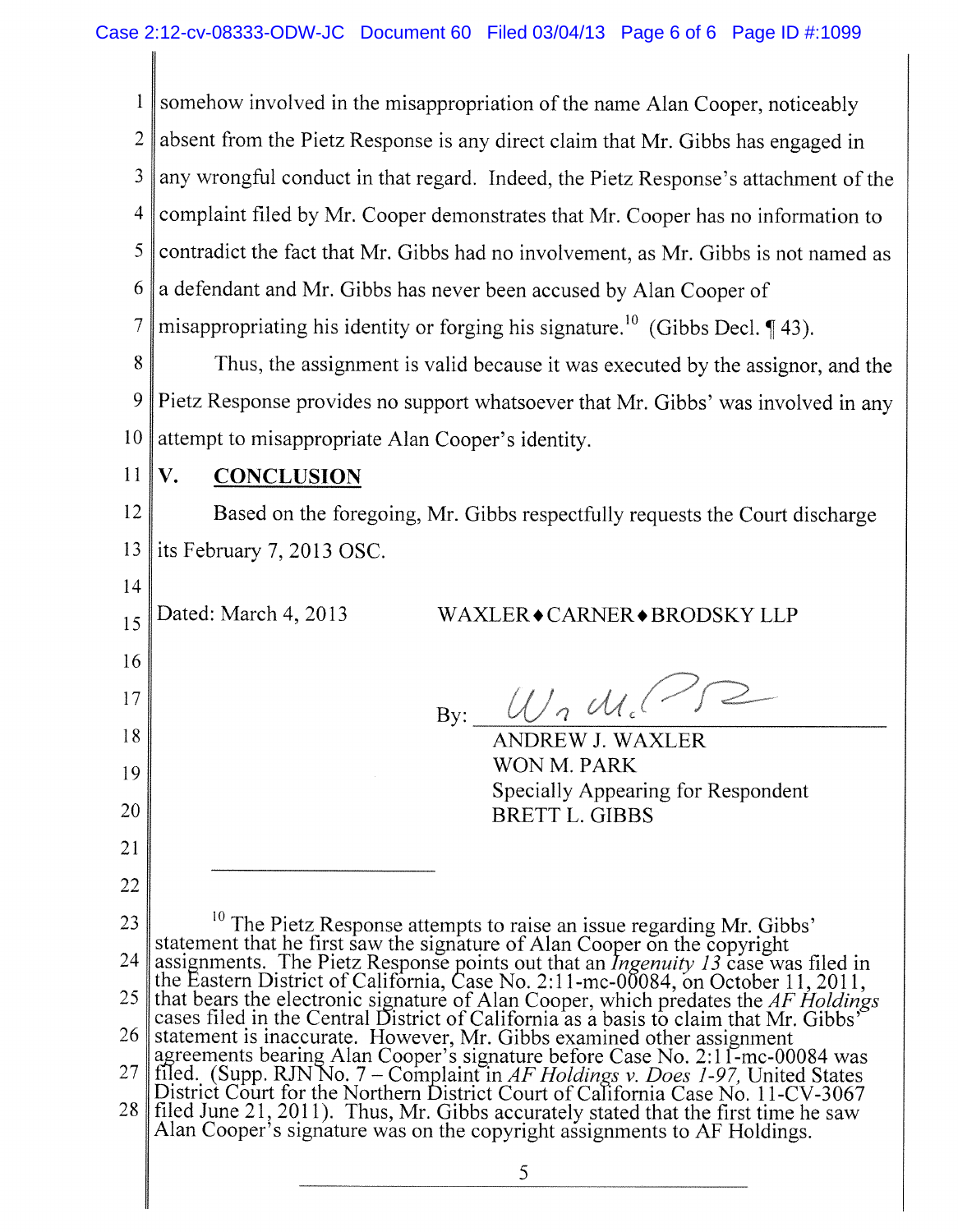somehow involved in the misappropriation of the name Alan Cooper, noticeably absent from the Pietz Response is any direct claim that Mr. Gibbs has engaged in any wrongful conduct in that regard. Indeed, the Pietz Response's attachment of the complaint filed by Mr. Cooper demonstrates that Mr. Cooper has no information to contradict the fact that Mr. Gibbs had no involvement, as Mr. Gibbs is not named as a defendant and Mr. Gibbs has never been accused by Alan Cooper of misappropriating his identity or forging his signature.[10] (Gibbs Decl. ¶ 43).

Thus, the assignment is valid because it was executed by the assignor, and the Pietz Response provides no support whatsoever that Mr. Gibbs' was involved in any attempt to misappropriate Alan Cooper's identity.

## V. CONCLUSION

Based on the foregoing, Mr. Gibbs respectfully requests the Court discharge its February 7, 2013 OSC.

Dated: March 4, 2013

WAXLER♦CARNER♦BRODSKY LLP

By: ______________________

ANDREW J. WAXLER
WON M. PARK
Specially Appearing for Respondent
BRETT L. GIBBS

---

[10] The Pietz Response attempts to raise an issue regarding Mr. Gibbs' statement that he first saw the signature of Alan Cooper on the copyright assignments. The Pietz Response points out that an *Ingenuity 13* case was filed in the Eastern District of California, Case No. 2:11-mc-00084, on October 11, 2011, that bears the electronic signature of Alan Cooper, which predates the *AF Holdings* cases filed in the Central District of California as a basis to claim that Mr. Gibbs' statement is inaccurate. However, Mr. Gibbs examined other assignment agreements bearing Alan Cooper's signature before Case No. 2:11-mc-00084 was filed. (Supp. RJN No. 7 – Complaint in *AF Holdings v. Does 1-97,* United States District Court for the Northern District Court of California Case No. 11-CV-3067 filed June 21, 2011). Thus, Mr. Gibbs accurately stated that the first time he saw Alan Cooper's signature was on the copyright assignments to AF Holdings.